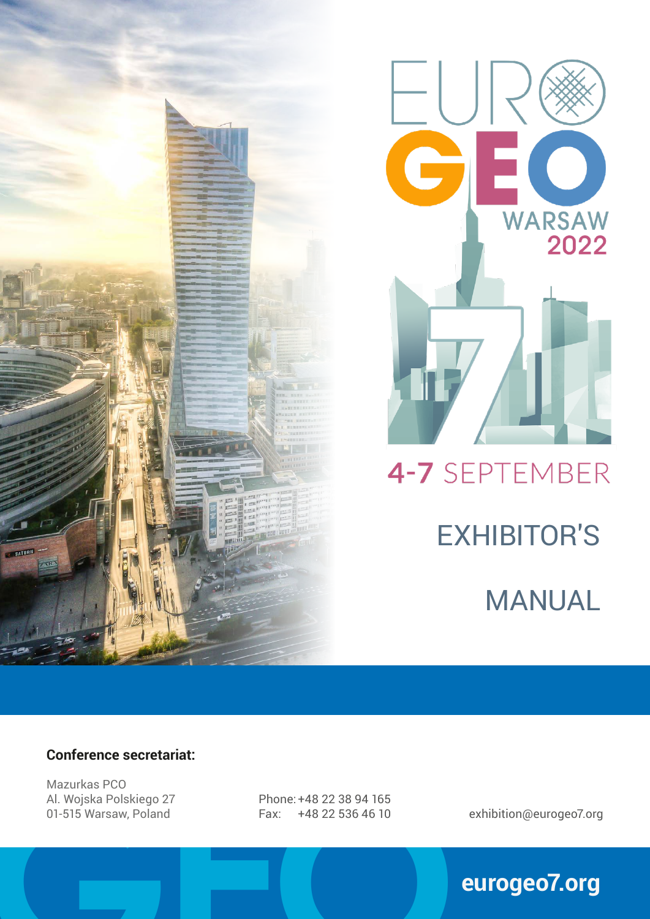# EUROGEO WARSAW 2022

# 7

## 4-7 SEPTEMBER

# EXHIBITOR'S MANUAL

**Conference secretariat:**

Mazurkas PCO
Al. Wojska Polskiego 27
01-515 Warsaw, Poland

Phone: +48 22 38 94 165
Fax: +48 22 536 46 10

exhibition@eurogeo7.org

**eurogeo7.org**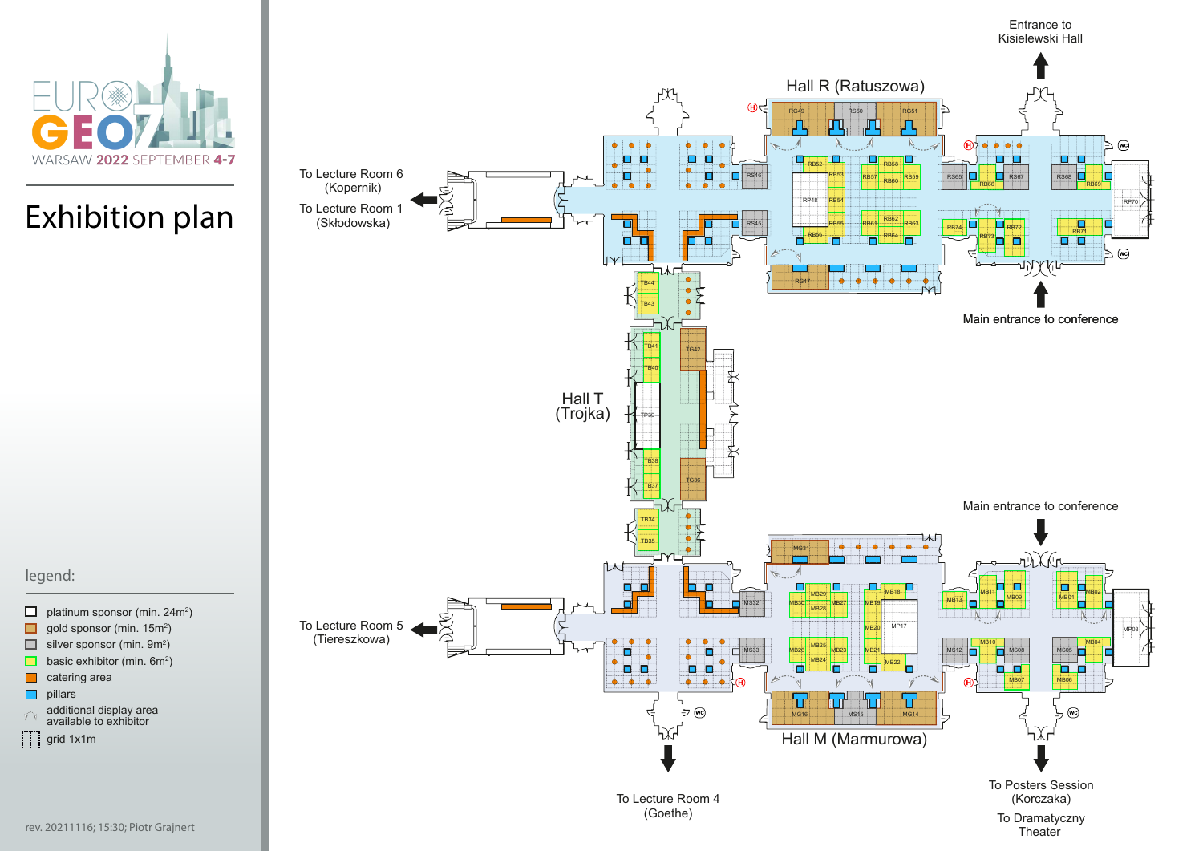EURO GEO7
WARSAW 2022 SEPTEMBER 4-7

# Exhibition plan

Hall R (Ratuszowa)

Entrance to Kisielewski Hall

To Lecture Room 6 (Kopernik)

To Lecture Room 1 (Skłodowska)

Main entrance to conference

Hall T (Trojka)

Main entrance to conference

To Lecture Room 5 (Tiereszkowa)

Hall M (Marmurowa)

To Lecture Room 4 (Goethe)

To Posters Session (Korczaka)

To Dramatyczny Theater

legend:

- platinum sponsor (min. 24m²)
- gold sponsor (min. 15m²)
- silver sponsor (min. 9m²)
- basic exhibitor (min. 6m²)
- catering area
- pillars
- additional display area available to exhibitor
- grid 1x1m

rev. 20211116; 15:30; Piotr Grajnert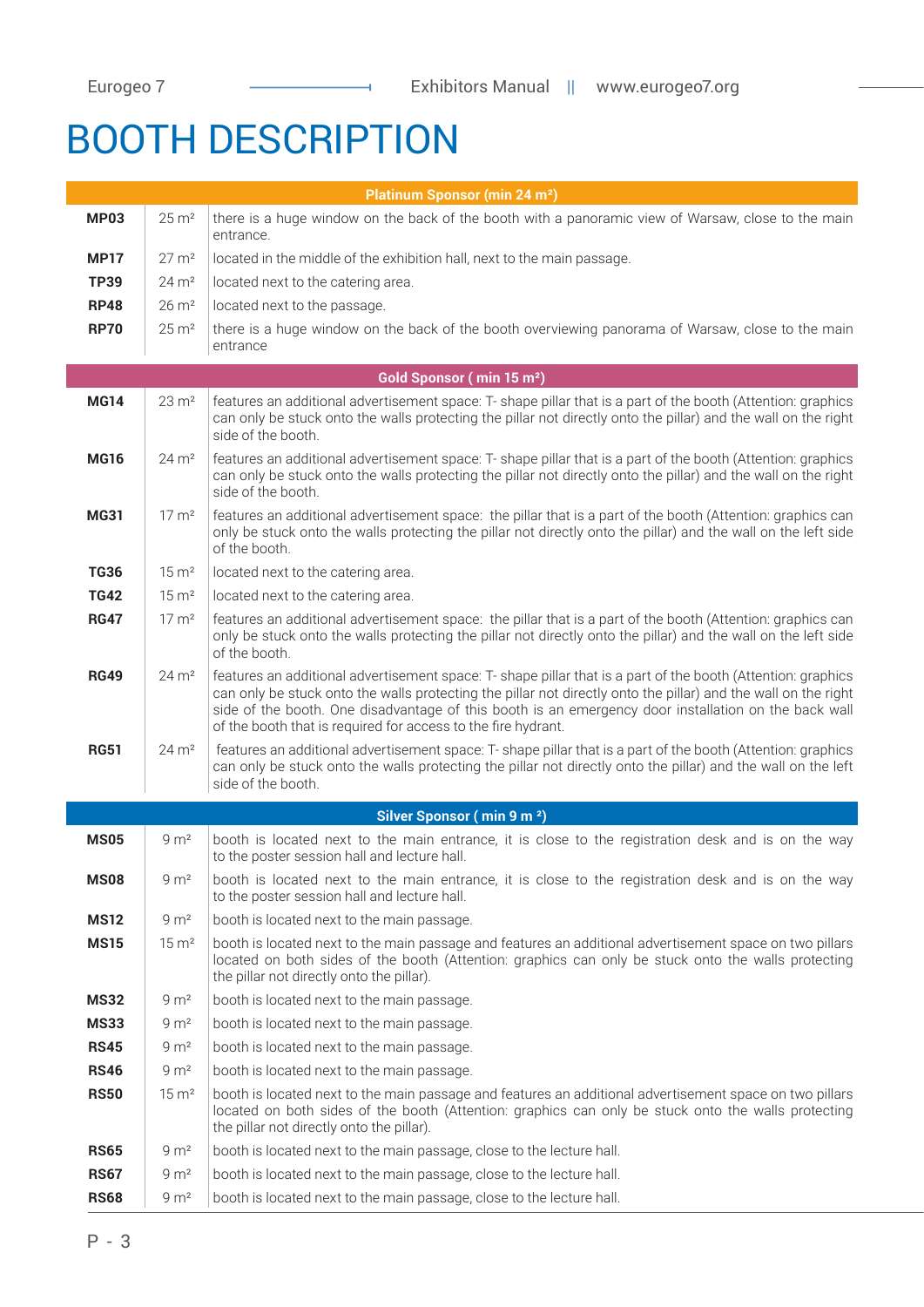# BOOTH DESCRIPTION

| Platinum Sponsor (min 24 m²) | | |
|---|---|---|
| **MP03** | 25 m² | there is a huge window on the back of the booth with a panoramic view of Warsaw, close to the main entrance. |
| **MP17** | 27 m² | located in the middle of the exhibition hall, next to the main passage. |
| **TP39** | 24 m² | located next to the catering area. |
| **RP48** | 26 m² | located next to the passage. |
| **RP70** | 25 m² | there is a huge window on the back of the booth overviewing panorama of Warsaw, close to the main entrance |
| **Gold Sponsor ( min 15 m²)** | | |
| **MG14** | 23 m² | features an additional advertisement space: T- shape pillar that is a part of the booth (Attention: graphics can only be stuck onto the walls protecting the pillar not directly onto the pillar) and the wall on the right side of the booth. |
| **MG16** | 24 m² | features an additional advertisement space: T- shape pillar that is a part of the booth (Attention: graphics can only be stuck onto the walls protecting the pillar not directly onto the pillar) and the wall on the right side of the booth. |
| **MG31** | 17 m² | features an additional advertisement space: the pillar that is a part of the booth (Attention: graphics can only be stuck onto the walls protecting the pillar not directly onto the pillar) and the wall on the left side of the booth. |
| **TG36** | 15 m² | located next to the catering area. |
| **TG42** | 15 m² | located next to the catering area. |
| **RG47** | 17 m² | features an additional advertisement space: the pillar that is a part of the booth (Attention: graphics can only be stuck onto the walls protecting the pillar not directly onto the pillar) and the wall on the left side of the booth. |
| **RG49** | 24 m² | features an additional advertisement space: T- shape pillar that is a part of the booth (Attention: graphics can only be stuck onto the walls protecting the pillar not directly onto the pillar) and the wall on the right side of the booth. One disadvantage of this booth is an emergency door installation on the back wall of the booth that is required for access to the fire hydrant. |
| **RG51** | 24 m² | features an additional advertisement space: T- shape pillar that is a part of the booth (Attention: graphics can only be stuck onto the walls protecting the pillar not directly onto the pillar) and the wall on the left side of the booth. |
| **Silver Sponsor ( min 9 m ²)** | | |
| **MS05** | 9 m² | booth is located next to the main entrance, it is close to the registration desk and is on the way to the poster session hall and lecture hall. |
| **MS08** | 9 m² | booth is located next to the main entrance, it is close to the registration desk and is on the way to the poster session hall and lecture hall. |
| **MS12** | 9 m² | booth is located next to the main passage. |
| **MS15** | 15 m² | booth is located next to the main passage and features an additional advertisement space on two pillars located on both sides of the booth (Attention: graphics can only be stuck onto the walls protecting the pillar not directly onto the pillar). |
| **MS32** | 9 m² | booth is located next to the main passage. |
| **MS33** | 9 m² | booth is located next to the main passage. |
| **RS45** | 9 m² | booth is located next to the main passage. |
| **RS46** | 9 m² | booth is located next to the main passage. |
| **RS50** | 15 m² | booth is located next to the main passage and features an additional advertisement space on two pillars located on both sides of the booth (Attention: graphics can only be stuck onto the walls protecting the pillar not directly onto the pillar). |
| **RS65** | 9 m² | booth is located next to the main passage, close to the lecture hall. |
| **RS67** | 9 m² | booth is located next to the main passage, close to the lecture hall. |
| **RS68** | 9 m² | booth is located next to the main passage, close to the lecture hall. |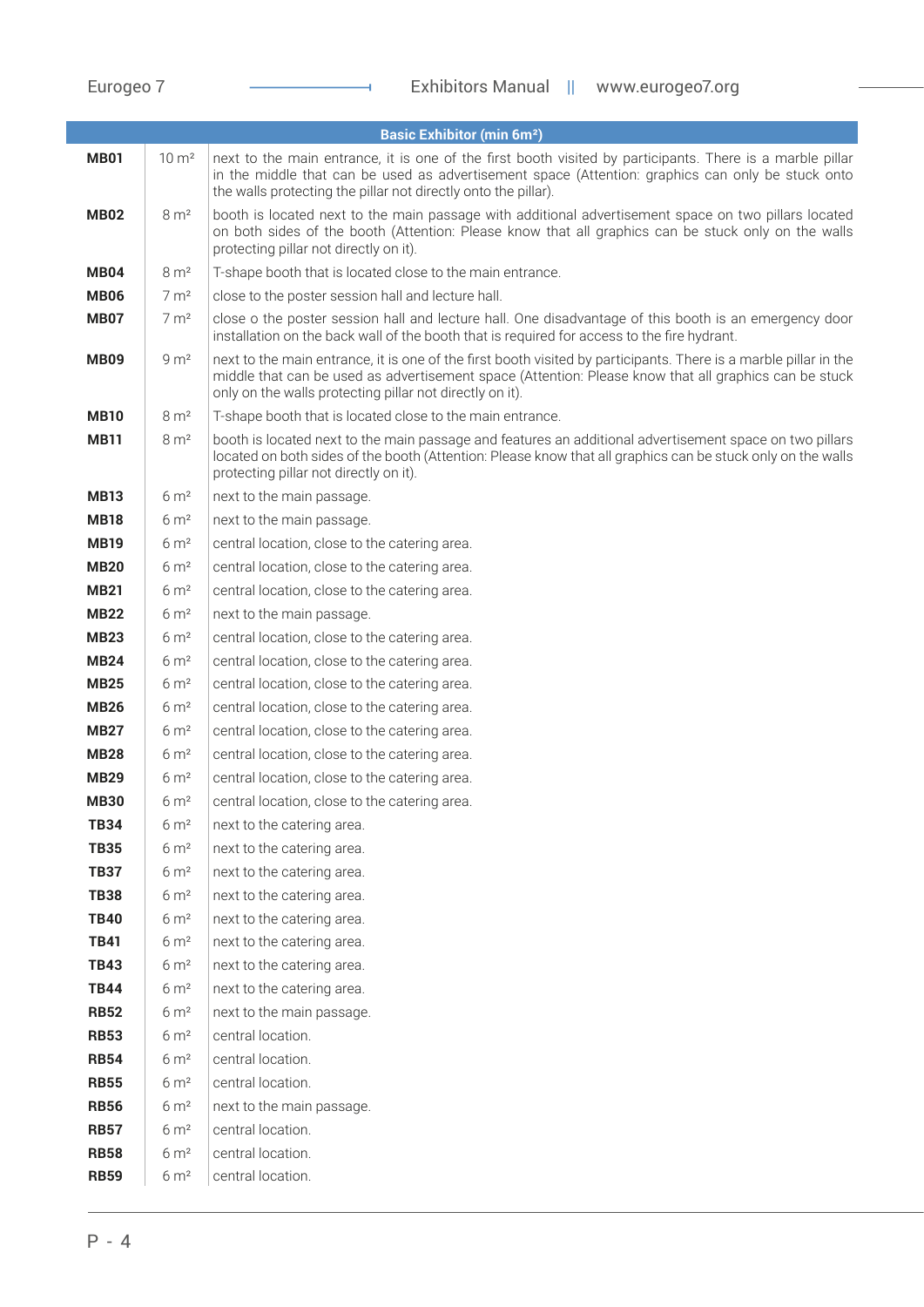| Basic Exhibitor (min 6m²) | | |
|---|---|---|
| **MB01** | 10 m² | next to the main entrance, it is one of the first booth visited by participants. There is a marble pillar in the middle that can be used as advertisement space (Attention: graphics can only be stuck onto the walls protecting the pillar not directly onto the pillar). |
| **MB02** | 8 m² | booth is located next to the main passage with additional advertisement space on two pillars located on both sides of the booth (Attention: Please know that all graphics can be stuck only on the walls protecting pillar not directly on it). |
| **MB04** | 8 m² | T-shape booth that is located close to the main entrance. |
| **MB06** | 7 m² | close to the poster session hall and lecture hall. |
| **MB07** | 7 m² | close o the poster session hall and lecture hall. One disadvantage of this booth is an emergency door installation on the back wall of the booth that is required for access to the fire hydrant. |
| **MB09** | 9 m² | next to the main entrance, it is one of the first booth visited by participants. There is a marble pillar in the middle that can be used as advertisement space (Attention: Please know that all graphics can be stuck only on the walls protecting pillar not directly on it). |
| **MB10** | 8 m² | T-shape booth that is located close to the main entrance. |
| **MB11** | 8 m² | booth is located next to the main passage and features an additional advertisement space on two pillars located on both sides of the booth (Attention: Please know that all graphics can be stuck only on the walls protecting pillar not directly on it). |
| **MB13** | 6 m² | next to the main passage. |
| **MB18** | 6 m² | next to the main passage. |
| **MB19** | 6 m² | central location, close to the catering area. |
| **MB20** | 6 m² | central location, close to the catering area. |
| **MB21** | 6 m² | central location, close to the catering area. |
| **MB22** | 6 m² | next to the main passage. |
| **MB23** | 6 m² | central location, close to the catering area. |
| **MB24** | 6 m² | central location, close to the catering area. |
| **MB25** | 6 m² | central location, close to the catering area. |
| **MB26** | 6 m² | central location, close to the catering area. |
| **MB27** | 6 m² | central location, close to the catering area. |
| **MB28** | 6 m² | central location, close to the catering area. |
| **MB29** | 6 m² | central location, close to the catering area. |
| **MB30** | 6 m² | central location, close to the catering area. |
| **TB34** | 6 m² | next to the catering area. |
| **TB35** | 6 m² | next to the catering area. |
| **TB37** | 6 m² | next to the catering area. |
| **TB38** | 6 m² | next to the catering area. |
| **TB40** | 6 m² | next to the catering area. |
| **TB41** | 6 m² | next to the catering area. |
| **TB43** | 6 m² | next to the catering area. |
| **TB44** | 6 m² | next to the catering area. |
| **RB52** | 6 m² | next to the main passage. |
| **RB53** | 6 m² | central location. |
| **RB54** | 6 m² | central location. |
| **RB55** | 6 m² | central location. |
| **RB56** | 6 m² | next to the main passage. |
| **RB57** | 6 m² | central location. |
| **RB58** | 6 m² | central location. |
| **RB59** | 6 m² | central location. |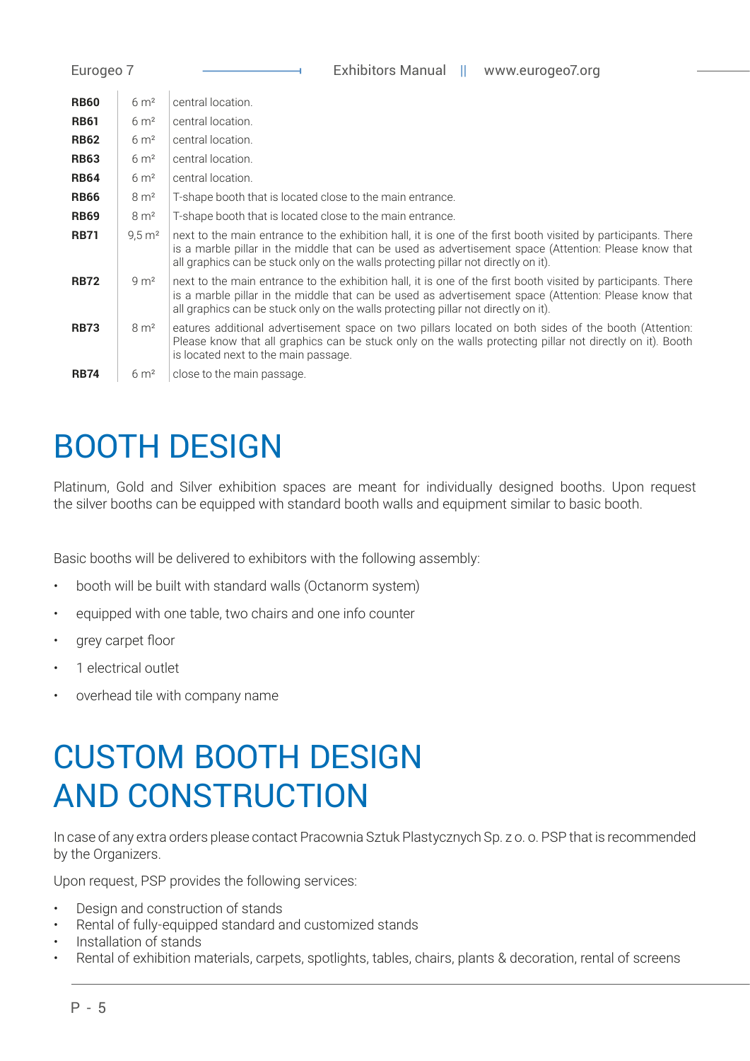| | | |
|---|---|---|
| **RB60** | 6 m² | central location. |
| **RB61** | 6 m² | central location. |
| **RB62** | 6 m² | central location. |
| **RB63** | 6 m² | central location. |
| **RB64** | 6 m² | central location. |
| **RB66** | 8 m² | T-shape booth that is located close to the main entrance. |
| **RB69** | 8 m² | T-shape booth that is located close to the main entrance. |
| **RB71** | 9,5 m² | next to the main entrance to the exhibition hall, it is one of the first booth visited by participants. There is a marble pillar in the middle that can be used as advertisement space (Attention: Please know that all graphics can be stuck only on the walls protecting pillar not directly on it). |
| **RB72** | 9 m² | next to the main entrance to the exhibition hall, it is one of the first booth visited by participants. There is a marble pillar in the middle that can be used as advertisement space (Attention: Please know that all graphics can be stuck only on the walls protecting pillar not directly on it). |
| **RB73** | 8 m² | eatures additional advertisement space on two pillars located on both sides of the booth (Attention: Please know that all graphics can be stuck only on the walls protecting pillar not directly on it). Booth is located next to the main passage. |
| **RB74** | 6 m² | close to the main passage. |

# BOOTH DESIGN

Platinum, Gold and Silver exhibition spaces are meant for individually designed booths. Upon request the silver booths can be equipped with standard booth walls and equipment similar to basic booth.

Basic booths will be delivered to exhibitors with the following assembly:

- booth will be built with standard walls (Octanorm system)
- equipped with one table, two chairs and one info counter
- grey carpet floor
- 1 electrical outlet
- overhead tile with company name

# CUSTOM BOOTH DESIGN AND CONSTRUCTION

In case of any extra orders please contact Pracownia Sztuk Plastycznych Sp. z o. o. PSP that is recommended by the Organizers.

Upon request, PSP provides the following services:

- Design and construction of stands
- Rental of fully-equipped standard and customized stands
- Installation of stands
- Rental of exhibition materials, carpets, spotlights, tables, chairs, plants & decoration, rental of screens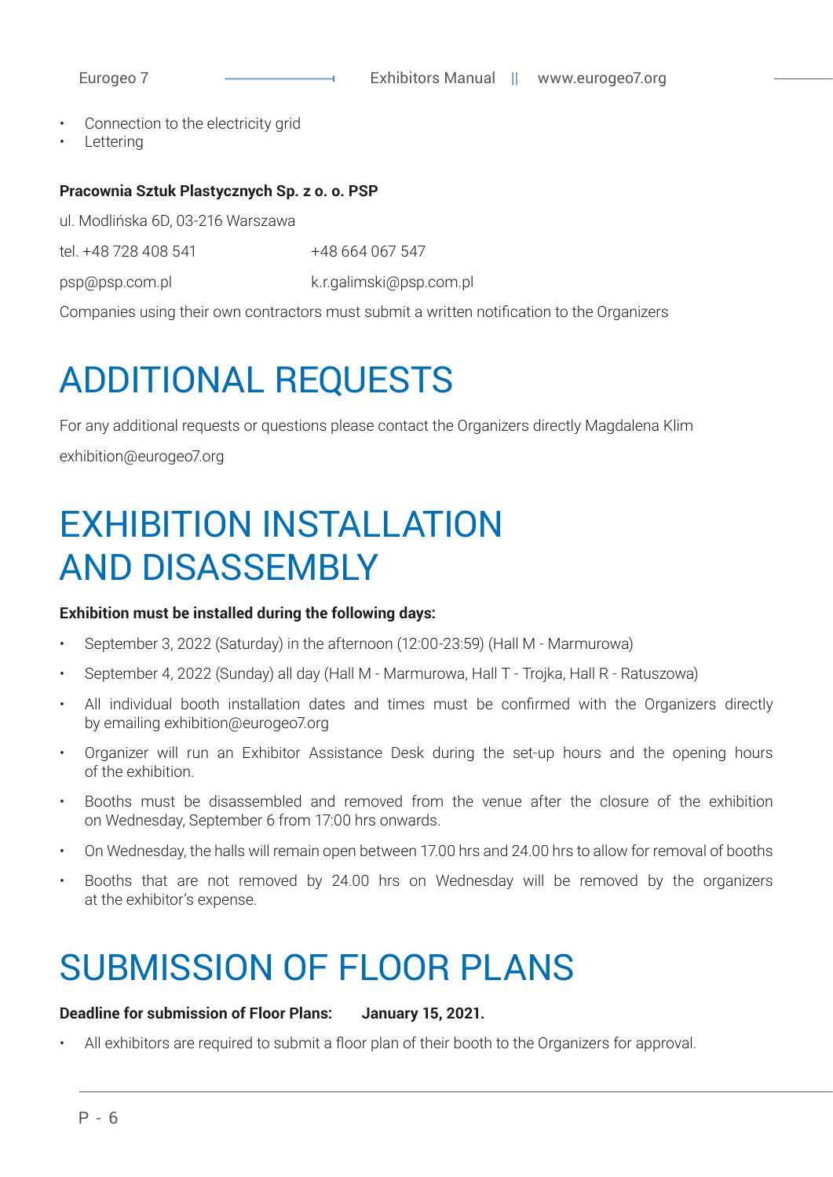- Connection to the electricity grid
- Lettering

**Pracownia Sztuk Plastycznych Sp. z o. o. PSP**

ul. Modlińska 6D, 03-216 Warszawa

tel. +48 728 408 541 +48 664 067 547

psp@psp.com.pl k.r.galimski@psp.com.pl

Companies using their own contractors must submit a written notification to the Organizers

# ADDITIONAL REQUESTS

For any additional requests or questions please contact the Organizers directly Magdalena Klim

exhibition@eurogeo7.org

# EXHIBITION INSTALLATION AND DISASSEMBLY

**Exhibition must be installed during the following days:**

- September 3, 2022 (Saturday) in the afternoon (12:00-23:59) (Hall M - Marmurowa)
- September 4, 2022 (Sunday) all day (Hall M - Marmurowa, Hall T - Trojka, Hall R - Ratuszowa)
- All individual booth installation dates and times must be confirmed with the Organizers directly by emailing exhibition@eurogeo7.org
- Organizer will run an Exhibitor Assistance Desk during the set-up hours and the opening hours of the exhibition.
- Booths must be disassembled and removed from the venue after the closure of the exhibition on Wednesday, September 6 from 17:00 hrs onwards.
- On Wednesday, the halls will remain open between 17.00 hrs and 24.00 hrs to allow for removal of booths
- Booths that are not removed by 24.00 hrs on Wednesday will be removed by the organizers at the exhibitor's expense.

# SUBMISSION OF FLOOR PLANS

**Deadline for submission of Floor Plans: January 15, 2021.**

- All exhibitors are required to submit a floor plan of their booth to the Organizers for approval.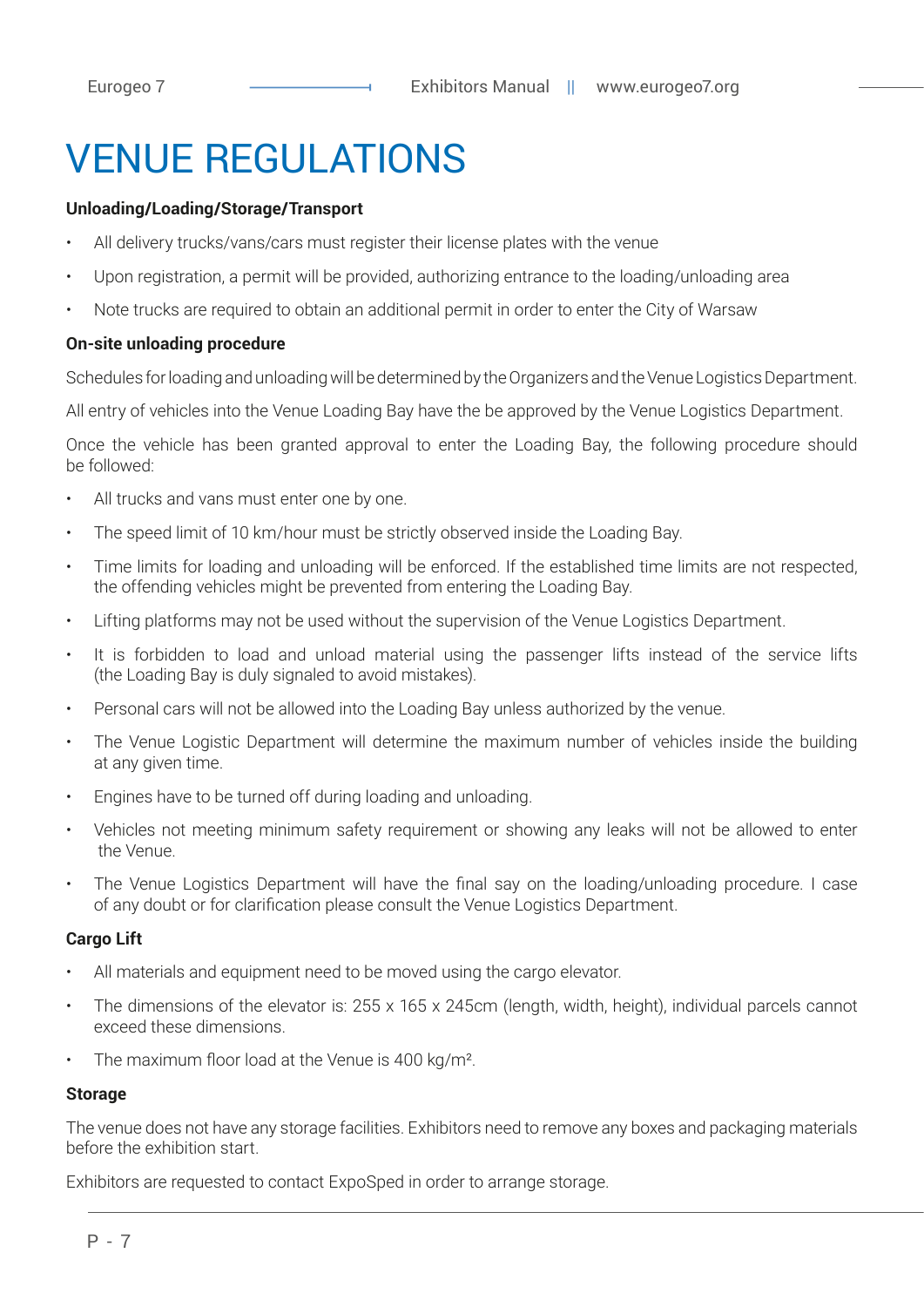# VENUE REGULATIONS

**Unloading/Loading/Storage/Transport**

- All delivery trucks/vans/cars must register their license plates with the venue
- Upon registration, a permit will be provided, authorizing entrance to the loading/unloading area
- Note trucks are required to obtain an additional permit in order to enter the City of Warsaw

**On-site unloading procedure**

Schedules for loading and unloading will be determined by the Organizers and the Venue Logistics Department.

All entry of vehicles into the Venue Loading Bay have the be approved by the Venue Logistics Department.

Once the vehicle has been granted approval to enter the Loading Bay, the following procedure should be followed:

- All trucks and vans must enter one by one.
- The speed limit of 10 km/hour must be strictly observed inside the Loading Bay.
- Time limits for loading and unloading will be enforced. If the established time limits are not respected, the offending vehicles might be prevented from entering the Loading Bay.
- Lifting platforms may not be used without the supervision of the Venue Logistics Department.
- It is forbidden to load and unload material using the passenger lifts instead of the service lifts (the Loading Bay is duly signaled to avoid mistakes).
- Personal cars will not be allowed into the Loading Bay unless authorized by the venue.
- The Venue Logistic Department will determine the maximum number of vehicles inside the building at any given time.
- Engines have to be turned off during loading and unloading.
- Vehicles not meeting minimum safety requirement or showing any leaks will not be allowed to enter the Venue.
- The Venue Logistics Department will have the final say on the loading/unloading procedure. I case of any doubt or for clarification please consult the Venue Logistics Department.

**Cargo Lift**

- All materials and equipment need to be moved using the cargo elevator.
- The dimensions of the elevator is: 255 x 165 x 245cm (length, width, height), individual parcels cannot exceed these dimensions.
- The maximum floor load at the Venue is 400 kg/m².

**Storage**

The venue does not have any storage facilities. Exhibitors need to remove any boxes and packaging materials before the exhibition start.

Exhibitors are requested to contact ExpoSped in order to arrange storage.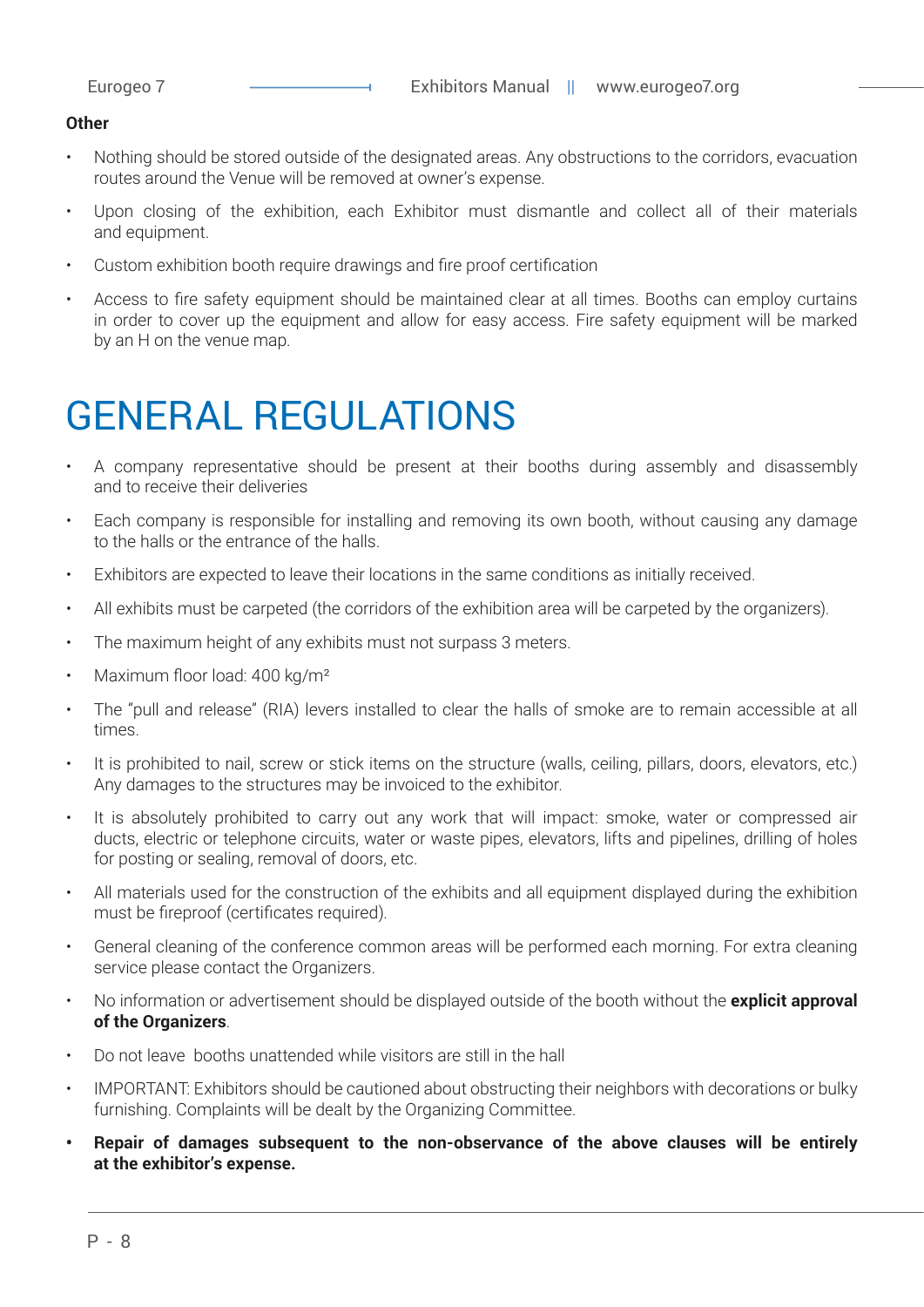**Other**

- Nothing should be stored outside of the designated areas. Any obstructions to the corridors, evacuation routes around the Venue will be removed at owner's expense.
- Upon closing of the exhibition, each Exhibitor must dismantle and collect all of their materials and equipment.
- Custom exhibition booth require drawings and fire proof certification
- Access to fire safety equipment should be maintained clear at all times. Booths can employ curtains in order to cover up the equipment and allow for easy access. Fire safety equipment will be marked by an H on the venue map.

# GENERAL REGULATIONS

- A company representative should be present at their booths during assembly and disassembly and to receive their deliveries
- Each company is responsible for installing and removing its own booth, without causing any damage to the halls or the entrance of the halls.
- Exhibitors are expected to leave their locations in the same conditions as initially received.
- All exhibits must be carpeted (the corridors of the exhibition area will be carpeted by the organizers).
- The maximum height of any exhibits must not surpass 3 meters.
- Maximum floor load: 400 kg/m²
- The "pull and release" (RIA) levers installed to clear the halls of smoke are to remain accessible at all times.
- It is prohibited to nail, screw or stick items on the structure (walls, ceiling, pillars, doors, elevators, etc.) Any damages to the structures may be invoiced to the exhibitor.
- It is absolutely prohibited to carry out any work that will impact: smoke, water or compressed air ducts, electric or telephone circuits, water or waste pipes, elevators, lifts and pipelines, drilling of holes for posting or sealing, removal of doors, etc.
- All materials used for the construction of the exhibits and all equipment displayed during the exhibition must be fireproof (certificates required).
- General cleaning of the conference common areas will be performed each morning. For extra cleaning service please contact the Organizers.
- No information or advertisement should be displayed outside of the booth without the **explicit approval of the Organizers**.
- Do not leave booths unattended while visitors are still in the hall
- IMPORTANT: Exhibitors should be cautioned about obstructing their neighbors with decorations or bulky furnishing. Complaints will be dealt by the Organizing Committee.
- **Repair of damages subsequent to the non-observance of the above clauses will be entirely at the exhibitor's expense.**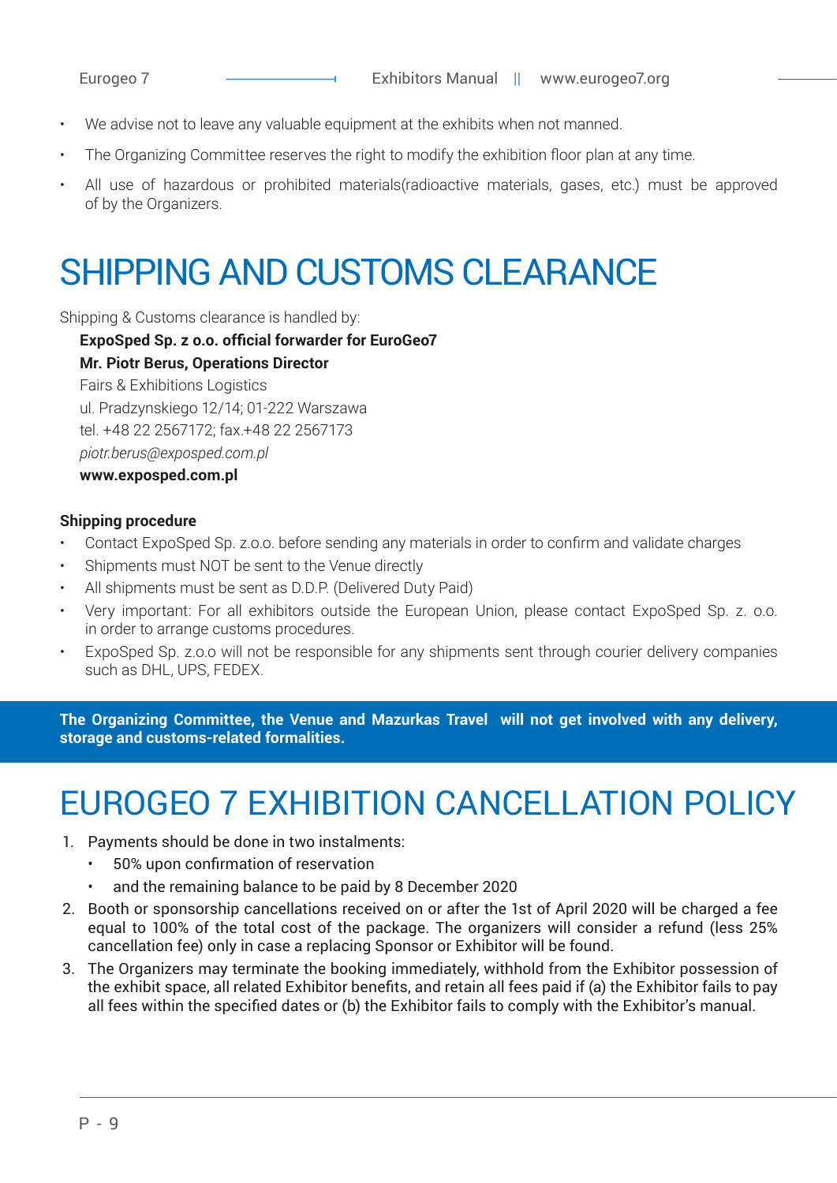- We advise not to leave any valuable equipment at the exhibits when not manned.
- The Organizing Committee reserves the right to modify the exhibition floor plan at any time.
- All use of hazardous or prohibited materials(radioactive materials, gases, etc.) must be approved of by the Organizers.

# SHIPPING AND CUSTOMS CLEARANCE

Shipping & Customs clearance is handled by:

**ExpoSped Sp. z o.o. official forwarder for EuroGeo7**
**Mr. Piotr Berus, Operations Director**
Fairs & Exhibitions Logistics
ul. Pradzynskiego 12/14; 01-222 Warszawa
tel. +48 22 2567172; fax.+48 22 2567173
*piotr.berus@exposped.com.pl*
**www.exposped.com.pl**

**Shipping procedure**

- Contact ExpoSped Sp. z.o.o. before sending any materials in order to confirm and validate charges
- Shipments must NOT be sent to the Venue directly
- All shipments must be sent as D.D.P. (Delivered Duty Paid)
- Very important: For all exhibitors outside the European Union, please contact ExpoSped Sp. z. o.o. in order to arrange customs procedures.
- ExpoSped Sp. z.o.o will not be responsible for any shipments sent through courier delivery companies such as DHL, UPS, FEDEX.

**The Organizing Committee, the Venue and Mazurkas Travel will not get involved with any delivery, storage and customs-related formalities.**

# EUROGEO 7 EXHIBITION CANCELLATION POLICY

1. Payments should be done in two instalments:
   - 50% upon confirmation of reservation
   - and the remaining balance to be paid by 8 December 2020
2. Booth or sponsorship cancellations received on or after the 1st of April 2020 will be charged a fee equal to 100% of the total cost of the package. The organizers will consider a refund (less 25% cancellation fee) only in case a replacing Sponsor or Exhibitor will be found.
3. The Organizers may terminate the booking immediately, withhold from the Exhibitor possession of the exhibit space, all related Exhibitor benefits, and retain all fees paid if (a) the Exhibitor fails to pay all fees within the specified dates or (b) the Exhibitor fails to comply with the Exhibitor's manual.